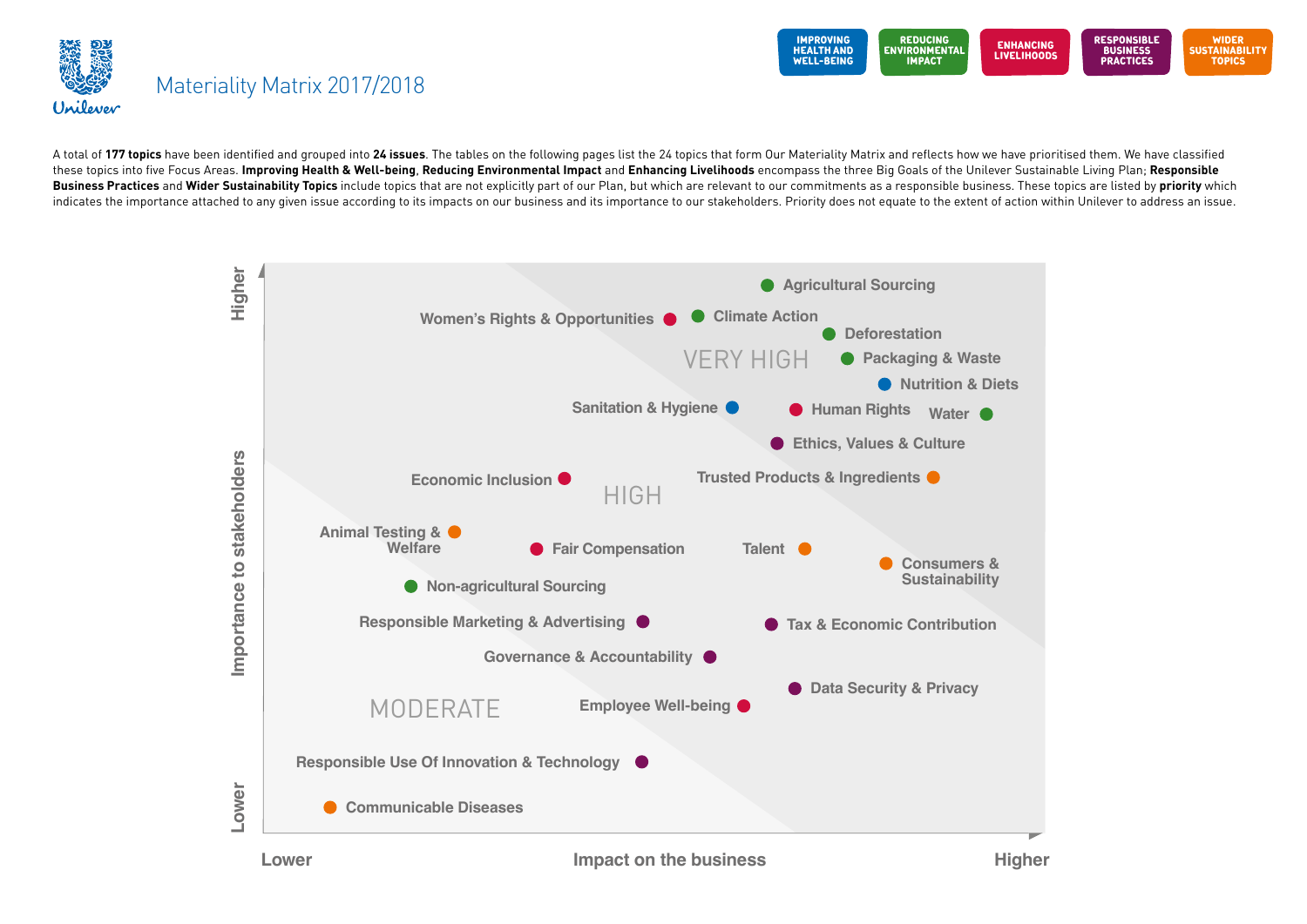# Materiality Matrix 2017/2018

IMPROVING HEALTH AND WELL-BEING | REDUCING ENVIRONMENTAL IMPACT | ENHANCING LIVELIHOODS | RESPONSIBLE BUSINESS PRACTICES | WIDER SUSTAINABILITY TOPICS

A total of **177 topics** have been identified and grouped into **24 issues**. The tables on the following pages list the 24 topics that form Our Materiality Matrix and reflects how we have prioritised them. We have classified these topics into five Focus Areas. **Improving Health & Well-being**, **Reducing Environmental Impact** and **Enhancing Livelihoods** encompass the three Big Goals of the Unilever Sustainable Living Plan; **Responsible Business Practices** and **Wider Sustainability Topics** include topics that are not explicitly part of our Plan, but which are relevant to our commitments as a responsible business. These topics are listed by **priority** which indicates the importance attached to any given issue according to its impacts on our business and its importance to our stakeholders. Priority does not equate to the extent of action within Unilever to address an issue.

Importance to stakeholders (Lower – Higher)

Impact on the business (Lower – Higher)

VERY HIGH

- Agricultural Sourcing
- Women's Rights & Opportunities
- Climate Action
- Deforestation
- Packaging & Waste
- Nutrition & Diets
- Sanitation & Hygiene
- Human Rights
- Water
- Ethics, Values & Culture
- Trusted Products & Ingredients

HIGH

- Economic Inclusion
- Animal Testing & Welfare
- Fair Compensation
- Talent
- Consumers & Sustainability
- Non-agricultural Sourcing
- Responsible Marketing & Advertising
- Tax & Economic Contribution
- Governance & Accountability
- Data Security & Privacy
- Employee Well-being

MODERATE

- Responsible Use Of Innovation & Technology
- Communicable Diseases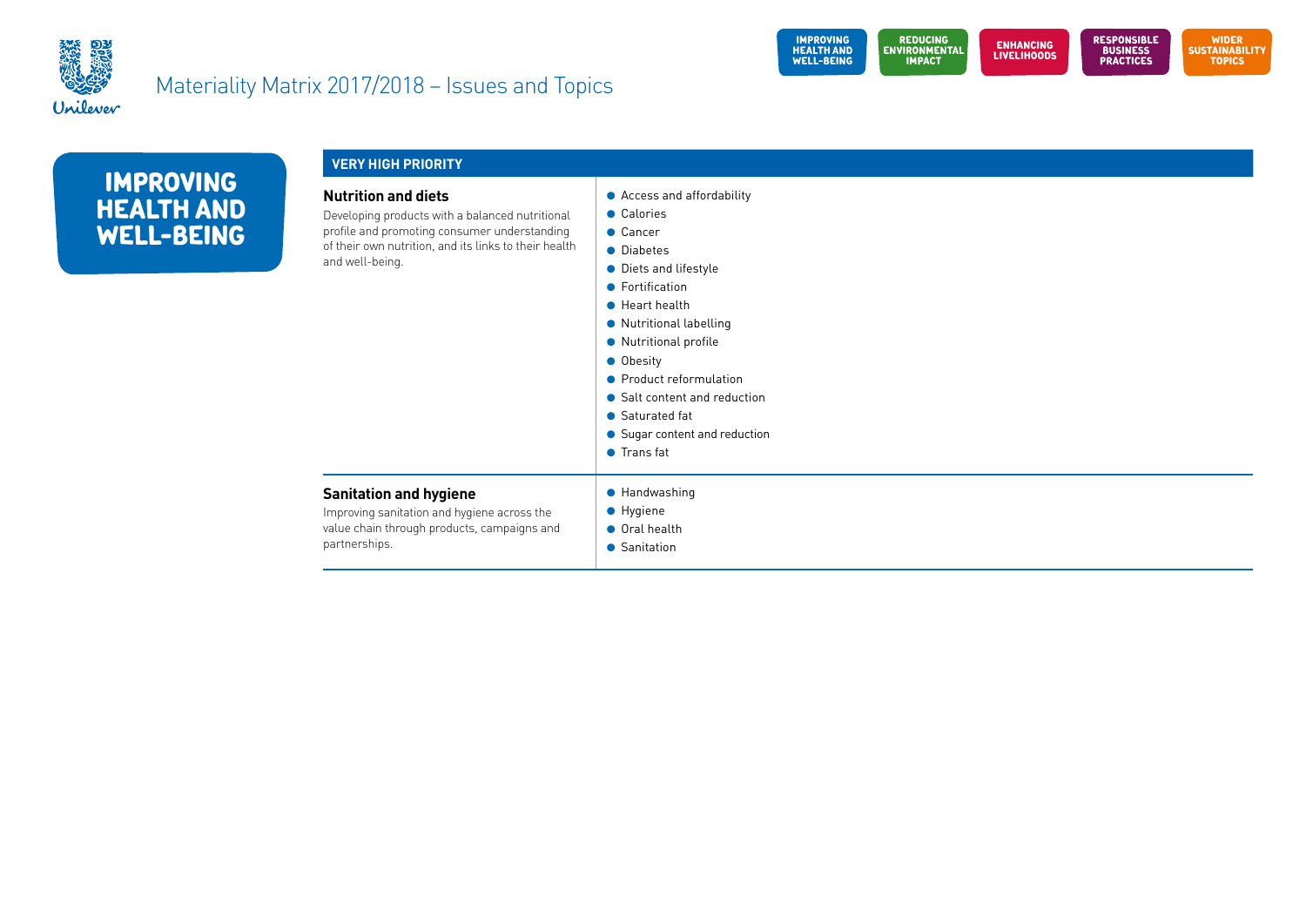# Materiality Matrix 2017/2018 – Issues and Topics

IMPROVING HEALTH AND WELL-BEING | REDUCING ENVIRONMENTAL IMPACT | ENHANCING LIVELIHOODS | RESPONSIBLE BUSINESS PRACTICES | WIDER SUSTAINABILITY TOPICS

## IMPROVING HEALTH AND WELL-BEING

### VERY HIGH PRIORITY

| Issue | Topics |
| --- | --- |
| **Nutrition and diets**<br>Developing products with a balanced nutritional profile and promoting consumer understanding of their own nutrition, and its links to their health and well-being. | • Access and affordability<br>• Calories<br>• Cancer<br>• Diabetes<br>• Diets and lifestyle<br>• Fortification<br>• Heart health<br>• Nutritional labelling<br>• Nutritional profile<br>• Obesity<br>• Product reformulation<br>• Salt content and reduction<br>• Saturated fat<br>• Sugar content and reduction<br>• Trans fat |
| **Sanitation and hygiene**<br>Improving sanitation and hygiene across the value chain through products, campaigns and partnerships. | • Handwashing<br>• Hygiene<br>• Oral health<br>• Sanitation |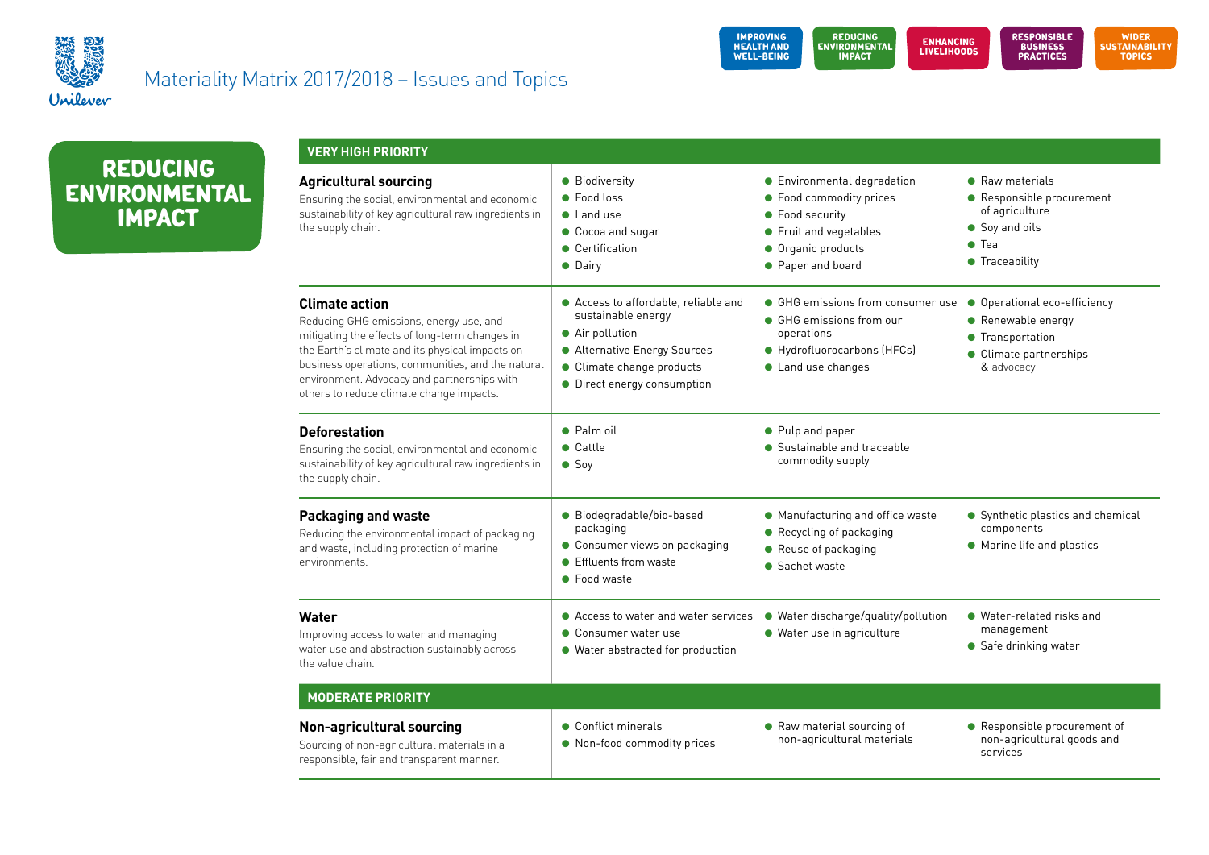# Materiality Matrix 2017/2018 – Issues and Topics

IMPROVING HEALTH AND WELL-BEING | REDUCING ENVIRONMENTAL IMPACT | ENHANCING LIVELIHOODS | RESPONSIBLE BUSINESS PRACTICES | WIDER SUSTAINABILITY TOPICS

## REDUCING ENVIRONMENTAL IMPACT

### VERY HIGH PRIORITY

**Agricultural sourcing**

Ensuring the social, environmental and economic sustainability of key agricultural raw ingredients in the supply chain.

- Biodiversity
- Food loss
- Land use
- Cocoa and sugar
- Certification
- Dairy
- Environmental degradation
- Food commodity prices
- Food security
- Fruit and vegetables
- Organic products
- Paper and board
- Raw materials
- Responsible procurement of agriculture
- Soy and oils
- Tea
- Traceability

**Climate action**

Reducing GHG emissions, energy use, and mitigating the effects of long-term changes in the Earth's climate and its physical impacts on business operations, communities, and the natural environment. Advocacy and partnerships with others to reduce climate change impacts.

- Access to affordable, reliable and sustainable energy
- Air pollution
- Alternative Energy Sources
- Climate change products
- Direct energy consumption
- GHG emissions from consumer use
- GHG emissions from our operations
- Hydrofluorocarbons (HFCs)
- Land use changes
- Operational eco-efficiency
- Renewable energy
- Transportation
- Climate partnerships & advocacy

**Deforestation**

Ensuring the social, environmental and economic sustainability of key agricultural raw ingredients in the supply chain.

- Palm oil
- Cattle
- Soy
- Pulp and paper
- Sustainable and traceable commodity supply

**Packaging and waste**

Reducing the environmental impact of packaging and waste, including protection of marine environments.

- Biodegradable/bio-based packaging
- Consumer views on packaging
- Effluents from waste
- Food waste
- Manufacturing and office waste
- Recycling of packaging
- Reuse of packaging
- Sachet waste
- Synthetic plastics and chemical components
- Marine life and plastics

**Water**

Improving access to water and managing water use and abstraction sustainably across the value chain.

- Access to water and water services
- Consumer water use
- Water abstracted for production
- Water discharge/quality/pollution
- Water use in agriculture
- Water-related risks and management
- Safe drinking water

### MODERATE PRIORITY

**Non-agricultural sourcing**

Sourcing of non-agricultural materials in a responsible, fair and transparent manner.

- Conflict minerals
- Non-food commodity prices
- Raw material sourcing of non-agricultural materials
- Responsible procurement of non-agricultural goods and services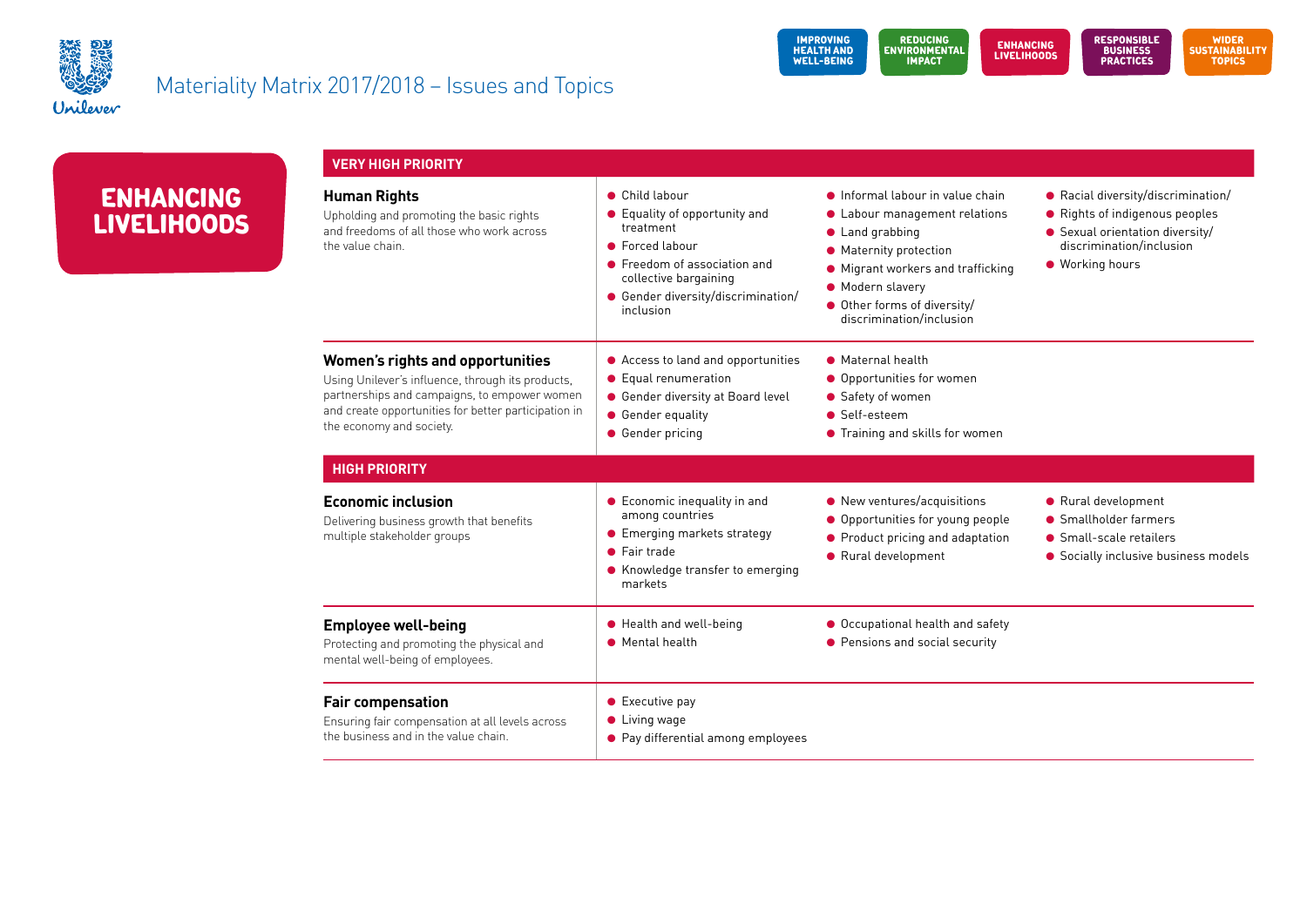# Materiality Matrix 2017/2018 – Issues and Topics

IMPROVING HEALTH AND WELL-BEING | REDUCING ENVIRONMENTAL IMPACT | ENHANCING LIVELIHOODS | RESPONSIBLE BUSINESS PRACTICES | WIDER SUSTAINABILITY TOPICS

## ENHANCING LIVELIHOODS

### VERY HIGH PRIORITY

**Human Rights**

Upholding and promoting the basic rights and freedoms of all those who work across the value chain.

- Child labour
- Equality of opportunity and treatment
- Forced labour
- Freedom of association and collective bargaining
- Gender diversity/discrimination/inclusion
- Informal labour in value chain
- Labour management relations
- Land grabbing
- Maternity protection
- Migrant workers and trafficking
- Modern slavery
- Other forms of diversity/discrimination/inclusion
- Racial diversity/discrimination/
- Rights of indigenous peoples
- Sexual orientation diversity/discrimination/inclusion
- Working hours

**Women's rights and opportunities**

Using Unilever's influence, through its products, partnerships and campaigns, to empower women and create opportunities for better participation in the economy and society.

- Access to land and opportunities
- Equal renumeration
- Gender diversity at Board level
- Gender equality
- Gender pricing
- Maternal health
- Opportunities for women
- Safety of women
- Self-esteem
- Training and skills for women

### HIGH PRIORITY

**Economic inclusion**

Delivering business growth that benefits multiple stakeholder groups

- Economic inequality in and among countries
- Emerging markets strategy
- Fair trade
- Knowledge transfer to emerging markets
- New ventures/acquisitions
- Opportunities for young people
- Product pricing and adaptation
- Rural development
- Rural development
- Smallholder farmers
- Small-scale retailers
- Socially inclusive business models

**Employee well-being**

Protecting and promoting the physical and mental well-being of employees.

- Health and well-being
- Mental health
- Occupational health and safety
- Pensions and social security

**Fair compensation**

Ensuring fair compensation at all levels across the business and in the value chain.

- Executive pay
- Living wage
- Pay differential among employees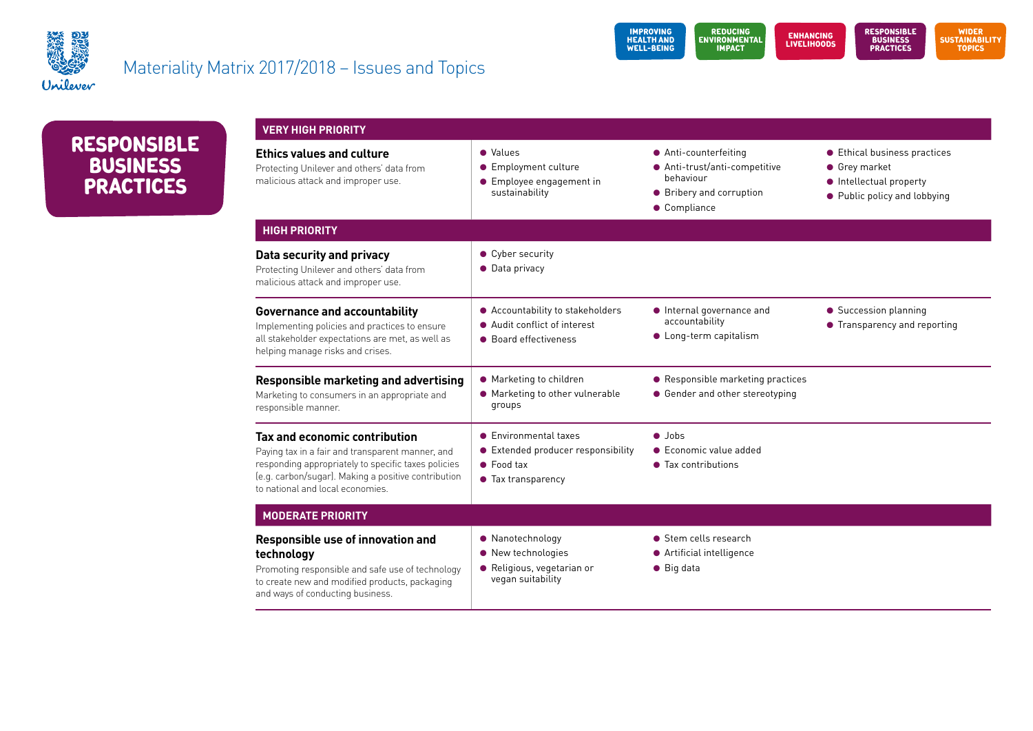# Materiality Matrix 2017/2018 – Issues and Topics

IMPROVING HEALTH AND WELL-BEING | REDUCING ENVIRONMENTAL IMPACT | ENHANCING LIVELIHOODS | RESPONSIBLE BUSINESS PRACTICES | WIDER SUSTAINABILITY TOPICS

## RESPONSIBLE BUSINESS PRACTICES

### VERY HIGH PRIORITY

**Ethics values and culture**

Protecting Unilever and others' data from malicious attack and improper use.

- Values
- Employment culture
- Employee engagement in sustainability
- Anti-counterfeiting
- Anti-trust/anti-competitive behaviour
- Bribery and corruption
- Compliance
- Ethical business practices
- Grey market
- Intellectual property
- Public policy and lobbying

### HIGH PRIORITY

**Data security and privacy**

Protecting Unilever and others' data from malicious attack and improper use.

- Cyber security
- Data privacy

**Governance and accountability**

Implementing policies and practices to ensure all stakeholder expectations are met, as well as helping manage risks and crises.

- Accountability to stakeholders
- Audit conflict of interest
- Board effectiveness
- Internal governance and accountability
- Long-term capitalism
- Succession planning
- Transparency and reporting

**Responsible marketing and advertising**

Marketing to consumers in an appropriate and responsible manner.

- Marketing to children
- Marketing to other vulnerable groups
- Responsible marketing practices
- Gender and other stereotyping

**Tax and economic contribution**

Paying tax in a fair and transparent manner, and responding appropriately to specific taxes policies (e.g. carbon/sugar). Making a positive contribution to national and local economies.

- Environmental taxes
- Extended producer responsibility
- Food tax
- Tax transparency
- Jobs
- Economic value added
- Tax contributions

### MODERATE PRIORITY

**Responsible use of innovation and technology**

Promoting responsible and safe use of technology to create new and modified products, packaging and ways of conducting business.

- Nanotechnology
- New technologies
- Religious, vegetarian or vegan suitability
- Stem cells research
- Artificial intelligence
- Big data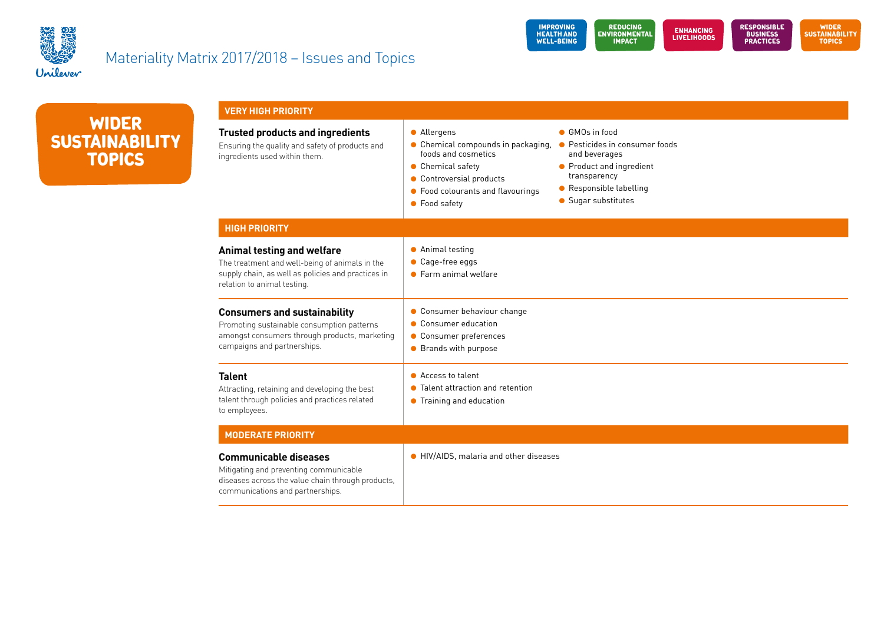# Materiality Matrix 2017/2018 – Issues and Topics

IMPROVING HEALTH AND WELL-BEING | REDUCING ENVIRONMENTAL IMPACT | ENHANCING LIVELIHOODS | RESPONSIBLE BUSINESS PRACTICES | WIDER SUSTAINABILITY TOPICS

## WIDER SUSTAINABILITY TOPICS

### VERY HIGH PRIORITY

**Trusted products and ingredients**

Ensuring the quality and safety of products and ingredients used within them.

- Allergens
- Chemical compounds in packaging, foods and cosmetics
- Chemical safety
- Controversial products
- Food colourants and flavourings
- Food safety
- GMOs in food
- Pesticides in consumer foods and beverages
- Product and ingredient transparency
- Responsible labelling
- Sugar substitutes

### HIGH PRIORITY

**Animal testing and welfare**

The treatment and well-being of animals in the supply chain, as well as policies and practices in relation to animal testing.

- Animal testing
- Cage-free eggs
- Farm animal welfare

**Consumers and sustainability**

Promoting sustainable consumption patterns amongst consumers through products, marketing campaigns and partnerships.

- Consumer behaviour change
- Consumer education
- Consumer preferences
- Brands with purpose

**Talent**

Attracting, retaining and developing the best talent through policies and practices related to employees.

- Access to talent
- Talent attraction and retention
- Training and education

### MODERATE PRIORITY

**Communicable diseases**

Mitigating and preventing communicable diseases across the value chain through products, communications and partnerships.

- HIV/AIDS, malaria and other diseases